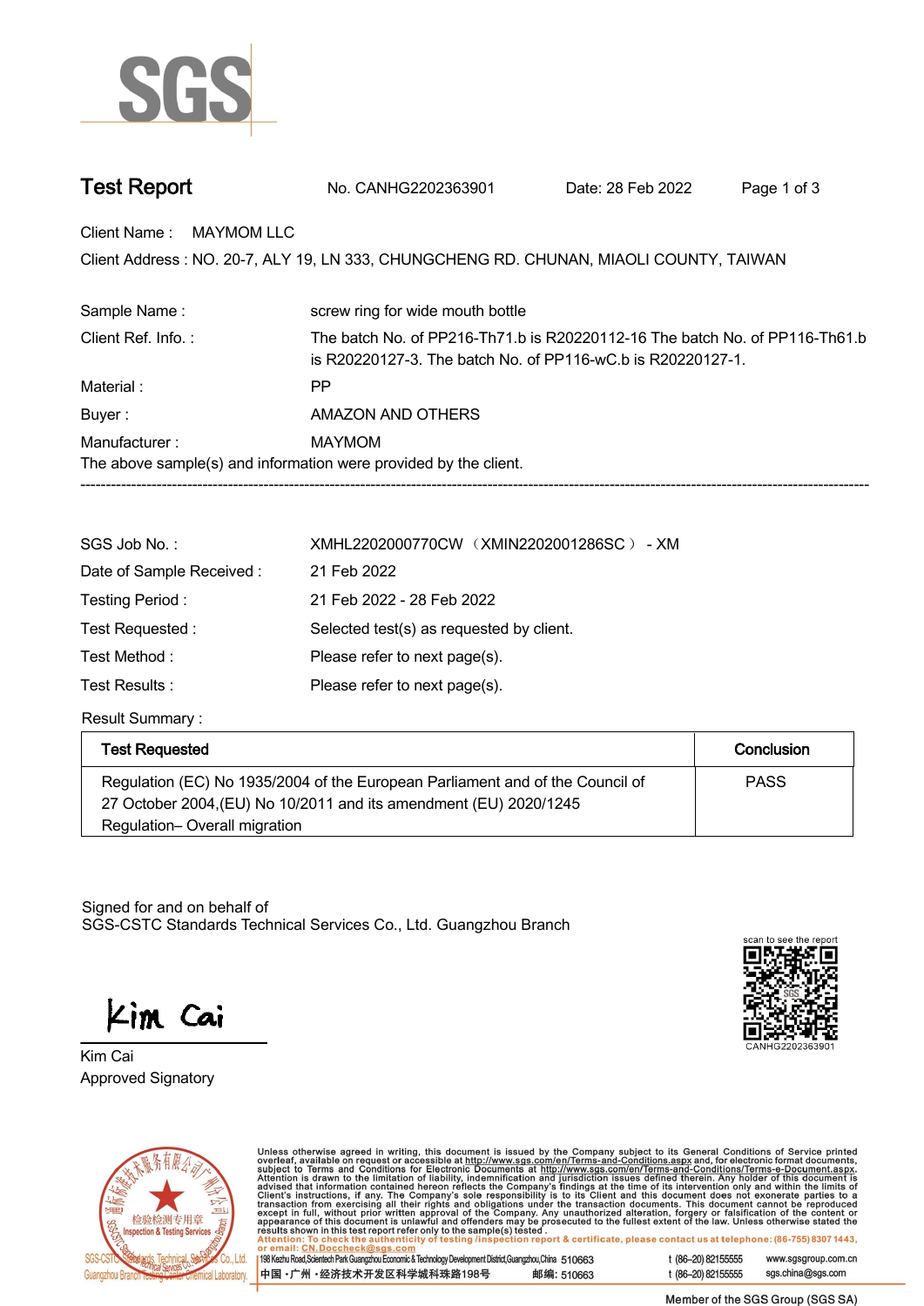# Test Report

No. CANHG2202363901 Date: 28 Feb 2022

Client Name : MAYMOM LLC

Client Address : NO. 20-7, ALY 19, LN 333, CHUNGCHENG RD. CHUNAN, MIAOLI COUNTY, TAIWAN

| | |
|---|---|
| Sample Name : | screw ring for wide mouth bottle |
| Client Ref. Info. : | The batch No. of PP216-Th71.b is R20220112-16 The batch No. of PP116-Th61.b is R20220127-3. The batch No. of PP116-wC.b is R20220127-1. |
| Material : | PP |
| Buyer : | AMAZON AND OTHERS |
| Manufacturer : | MAYMOM |

The above sample(s) and information were provided by the client.

---

| | |
|---|---|
| SGS Job No. : | XMHL2202000770CW（XMIN2202001286SC） - XM |
| Date of Sample Received : | 21 Feb 2022 |
| Testing Period : | 21 Feb 2022 - 28 Feb 2022 |
| Test Requested : | Selected test(s) as requested by client. |
| Test Method : | Please refer to next page(s). |
| Test Results : | Please refer to next page(s). |

Result Summary :

| Test Requested | Conclusion |
|---|---|
| Regulation (EC) No 1935/2004 of the European Parliament and of the Council of 27 October 2004,(EU) No 10/2011 and its amendment (EU) 2020/1245 Regulation– Overall migration | PASS |

Signed for and on behalf of
SGS-CSTC Standards Technical Services Co., Ltd. Guangzhou Branch

Kim Cai
Approved Signatory

scan to see the report
CANHG2202363901

Unless otherwise agreed in writing, this document is issued by the Company subject to its General Conditions of Service printed overleaf, available on request or accessible at http://www.sgs.com/en/Terms-and-Conditions.aspx and, for electronic format documents, subject to Terms and Conditions for Electronic Documents at http://www.sgs.com/en/Terms-and-Conditions/Terms-e-Document.aspx. Attention is drawn to the limitation of liability, indemnification and jurisdiction issues defined therein. Any holder of this document is advised that information contained hereon reflects the Company's findings at the time of its intervention only and within the limits of Client's instructions, if any. The Company's sole responsibility is to its Client and this document does not exonerate parties to a transaction from exercising all their rights and obligations under the transaction documents. This document cannot be reproduced except in full, without prior written approval of the Company. Any unauthorized alteration, forgery or falsification of the content or appearance of this document is unlawful and offenders may be prosecuted to the fullest extent of the law. Unless otherwise stated the results shown in this test report refer only to the sample(s) tested.

Attention: To check the authenticity of testing /inspection report & certificate, please contact us at telephone: (86-755) 8307 1443, or email: CN.Doccheck@sgs.com

198 Kezhu Road,Scientech Park Guangzhou Economic & Technology Development District,Guangzhou,China 510663 t (86–20) 82155555 www.sgsgroup.com.cn

中国 ·广州 ·经济技术开发区科学城科珠路198号 邮编: 510663 t (86–20) 82155555 sgs.china@sgs.com

Member of the SGS Group (SGS SA)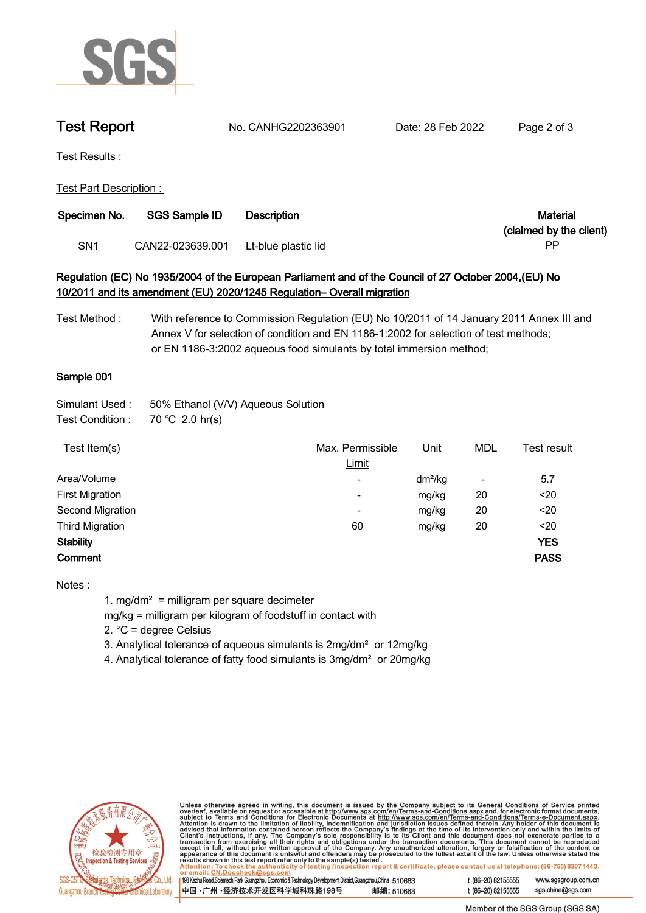# Test Report

No. CANHG2202363901 Date: 28 Feb 2022

Test Results :

Test Part Description :

| Specimen No. | SGS Sample ID | Description | Material (claimed by the client) |
|---|---|---|---|
| SN1 | CAN22-023639.001 | Lt-blue plastic lid | PP |

## Regulation (EC) No 1935/2004 of the European Parliament and of the Council of 27 October 2004,(EU) No 10/2011 and its amendment (EU) 2020/1245 Regulation– Overall migration

Test Method : With reference to Commission Regulation (EU) No 10/2011 of 14 January 2011 Annex III and Annex V for selection of condition and EN 1186-1:2002 for selection of test methods; or EN 1186-3:2002 aqueous food simulants by total immersion method;

### Sample 001

Simulant Used : 50% Ethanol (V/V) Aqueous Solution
Test Condition : 70 ℃ 2.0 hr(s)

| Test Item(s) | Max. Permissible Limit | Unit | MDL | Test result |
|---|---|---|---|---|
| Area/Volume | - | $dm^2/kg$ | - | 5.7 |
| First Migration | - | mg/kg | 20 | <20 |
| Second Migration | - | mg/kg | 20 | <20 |
| Third Migration | 60 | mg/kg | 20 | <20 |
| **Stability** | | | | **YES** |
| **Comment** | | | | **PASS** |

Notes :

1. $mg/dm^2$ = milligram per square decimeter
   mg/kg = milligram per kilogram of foodstuff in contact with
2. °C = degree Celsius
3. Analytical tolerance of aqueous simulants is $2mg/dm^2$ or 12mg/kg
4. Analytical tolerance of fatty food simulants is $3mg/dm^2$ or 20mg/kg

Unless otherwise agreed in writing, this document is issued by the Company subject to its General Conditions of Service printed overleaf, available on request or accessible at http://www.sgs.com/en/Terms-and-Conditions.aspx and, for electronic format documents, subject to Terms and Conditions for Electronic Documents at http://www.sgs.com/en/Terms-and-Conditions/Terms-e-Document.aspx. Attention is drawn to the limitation of liability, indemnification and jurisdiction issues defined therein. Any holder of this document is advised that information contained hereon reflects the Company's findings at the time of its intervention only and within the limits of Client's instructions, if any. The Company's sole responsibility is to its Client and this document does not exonerate parties to a transaction from exercising all their rights and obligations under the transaction documents. This document cannot be reproduced except in full, without prior written approval of the Company. Any unauthorized alteration, forgery or falsification of the content or appearance of this document is unlawful and offenders may be prosecuted to the fullest extent of the law. Unless otherwise stated the results shown in this test report refer only to the sample(s) tested.

Attention: To check the authenticity of testing /inspection report & certificate, please contact us at telephone: (86-755) 8307 1443, or email: CN.Doccheck@sgs.com

198 Kezhu Road,Scientech Park Guangzhou Economic & Technology Development District,Guangzhou,China 510663 t (86–20) 82155555 www.sgsgroup.com.cn
中国・广州・经济技术开发区科学城科珠路198号 邮编: 510663 t (86–20) 82155555 sgs.china@sgs.com

Member of the SGS Group (SGS SA)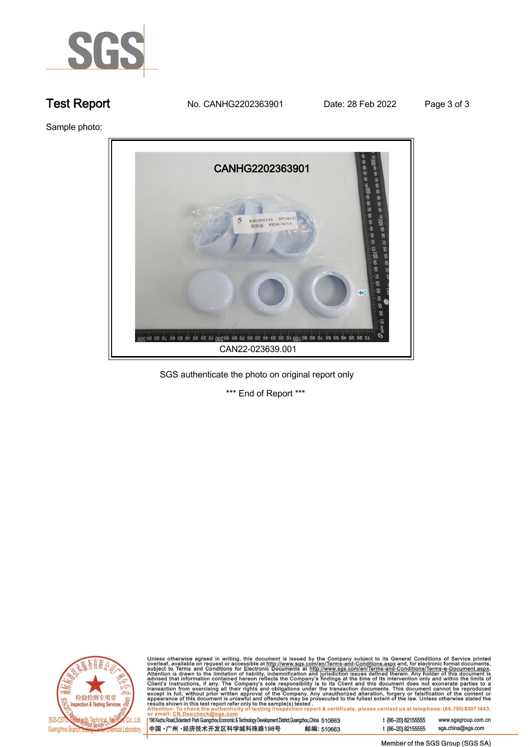# Test Report

No. CANHG2202363901 Date: 28 Feb 2022

Sample photo:

CANHG2202363901

CAN22-023639.001

SGS authenticate the photo on original report only

*** End of Report ***

Unless otherwise agreed in writing, this document is issued by the Company subject to its General Conditions of Service printed overleaf, available on request or accessible at http://www.sgs.com/en/Terms-and-Conditions.aspx and, for electronic format documents, subject to Terms and Conditions for Electronic Documents at http://www.sgs.com/en/Terms-and-Conditions/Terms-e-Document.aspx. Attention is drawn to the limitation of liability, indemnification and jurisdiction issues defined therein. Any holder of this document is advised that information contained hereon reflects the Company's findings at the time of its intervention only and within the limits of Client's instructions, if any. The Company's sole responsibility is to its Client and this document does not exonerate parties to a transaction from exercising all their rights and obligations under the transaction documents. This document cannot be reproduced except in full, without prior written approval of the Company. Any unauthorized alteration, forgery or falsification of the content or appearance of this document is unlawful and offenders may be prosecuted to the fullest extent of the law. Unless otherwise stated the results shown in this test report refer only to the sample(s) tested.

Attention: To check the authenticity of testing /inspection report & certificate, please contact us at telephone: (86-755) 8307 1443, or email: CN.Doccheck@sgs.com

198 Kezhu Road,Scientech Park Guangzhou Economic & Technology Development District,Guangzhou,China 510663 t (86–20) 82155555 www.sgsgroup.com.cn

中国 ·广州 ·经济技术开发区科学城科珠路198号 邮编: 510663 t (86–20) 82155555 sgs.china@sgs.com

Member of the SGS Group (SGS SA)